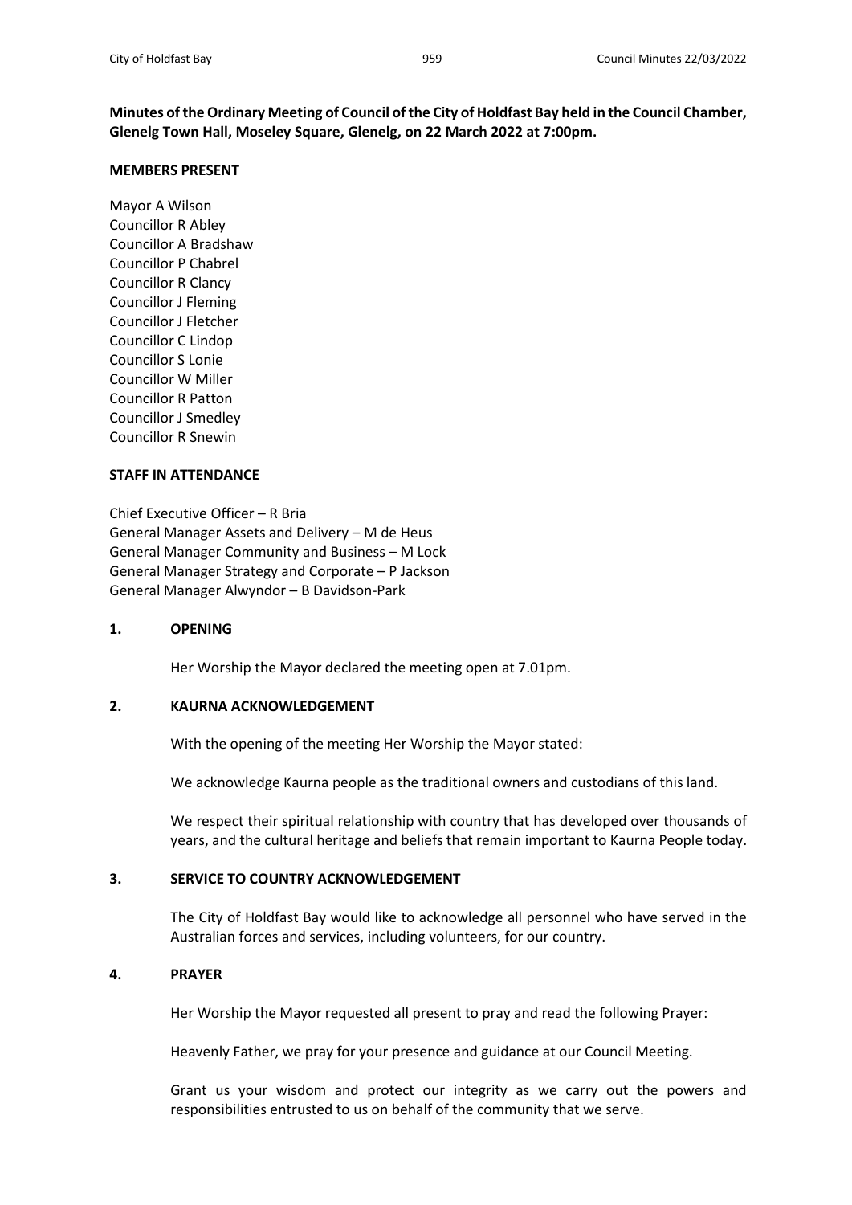**Minutes of the Ordinary Meeting of Council of the City of Holdfast Bay held in the Council Chamber, Glenelg Town Hall, Moseley Square, Glenelg, on 22 March 2022 at 7:00pm.**

**MEMBERS PRESENT**

Mayor A Wilson
Councillor R Abley
Councillor A Bradshaw
Councillor P Chabrel
Councillor R Clancy
Councillor J Fleming
Councillor J Fletcher
Councillor C Lindop
Councillor S Lonie
Councillor W Miller
Councillor R Patton
Councillor J Smedley
Councillor R Snewin

**STAFF IN ATTENDANCE**

Chief Executive Officer – R Bria
General Manager Assets and Delivery – M de Heus
General Manager Community and Business – M Lock
General Manager Strategy and Corporate – P Jackson
General Manager Alwyndor – B Davidson-Park

**1. OPENING**

Her Worship the Mayor declared the meeting open at 7.01pm.

**2. KAURNA ACKNOWLEDGEMENT**

With the opening of the meeting Her Worship the Mayor stated:

We acknowledge Kaurna people as the traditional owners and custodians of this land.

We respect their spiritual relationship with country that has developed over thousands of years, and the cultural heritage and beliefs that remain important to Kaurna People today.

**3. SERVICE TO COUNTRY ACKNOWLEDGEMENT**

The City of Holdfast Bay would like to acknowledge all personnel who have served in the Australian forces and services, including volunteers, for our country.

**4. PRAYER**

Her Worship the Mayor requested all present to pray and read the following Prayer:

Heavenly Father, we pray for your presence and guidance at our Council Meeting.

Grant us your wisdom and protect our integrity as we carry out the powers and responsibilities entrusted to us on behalf of the community that we serve.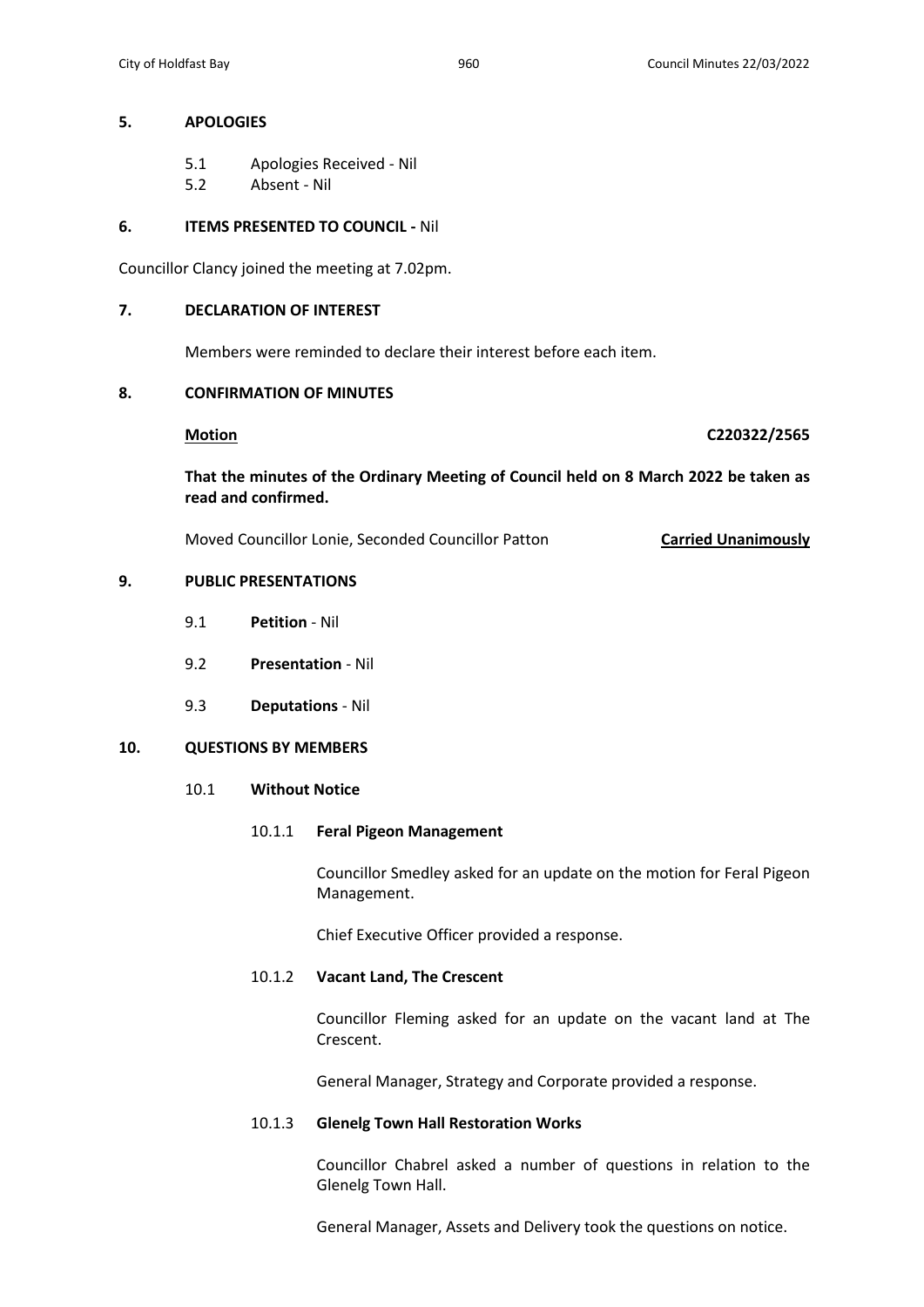## 5. APOLOGIES

5.1 Apologies Received - Nil

5.2 Absent - Nil

## 6. ITEMS PRESENTED TO COUNCIL - Nil

Councillor Clancy joined the meeting at 7.02pm.

## 7. DECLARATION OF INTEREST

Members were reminded to declare their interest before each item.

## 8. CONFIRMATION OF MINUTES

**Motion** **C220322/2565**

**That the minutes of the Ordinary Meeting of Council held on 8 March 2022 be taken as read and confirmed.**

Moved Councillor Lonie, Seconded Councillor Patton **Carried Unanimously**

## 9. PUBLIC PRESENTATIONS

9.1 **Petition** - Nil

9.2 **Presentation** - Nil

9.3 **Deputations** - Nil

## 10. QUESTIONS BY MEMBERS

### 10.1 Without Notice

#### 10.1.1 Feral Pigeon Management

Councillor Smedley asked for an update on the motion for Feral Pigeon Management.

Chief Executive Officer provided a response.

#### 10.1.2 Vacant Land, The Crescent

Councillor Fleming asked for an update on the vacant land at The Crescent.

General Manager, Strategy and Corporate provided a response.

#### 10.1.3 Glenelg Town Hall Restoration Works

Councillor Chabrel asked a number of questions in relation to the Glenelg Town Hall.

General Manager, Assets and Delivery took the questions on notice.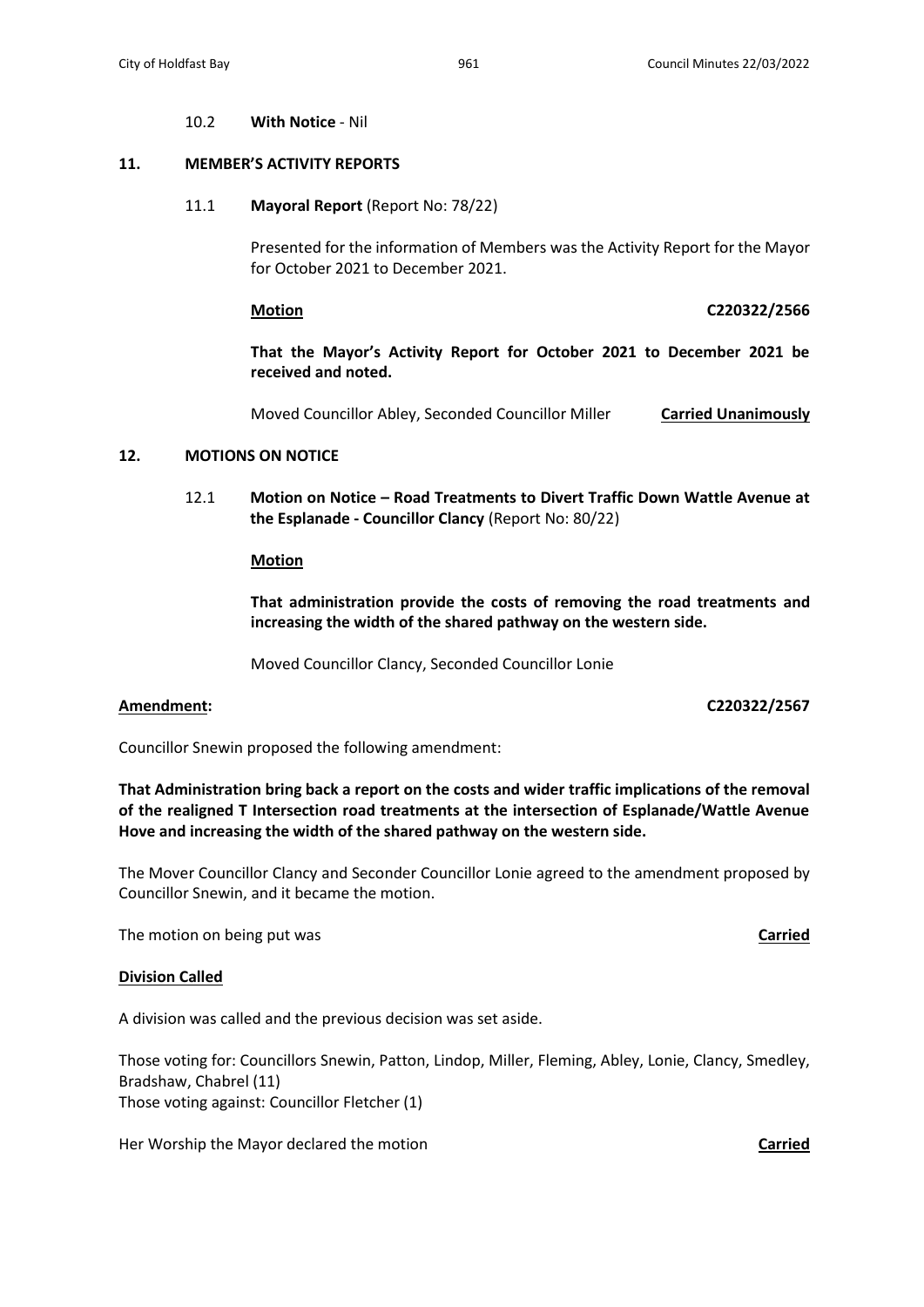10.2 **With Notice** - Nil

## 11. MEMBER'S ACTIVITY REPORTS

11.1 **Mayoral Report** (Report No: 78/22)

Presented for the information of Members was the Activity Report for the Mayor for October 2021 to December 2021.

**Motion** **C220322/2566**

**That the Mayor's Activity Report for October 2021 to December 2021 be received and noted.**

Moved Councillor Abley, Seconded Councillor Miller **Carried Unanimously**

## 12. MOTIONS ON NOTICE

12.1 **Motion on Notice – Road Treatments to Divert Traffic Down Wattle Avenue at the Esplanade - Councillor Clancy** (Report No: 80/22)

**Motion**

**That administration provide the costs of removing the road treatments and increasing the width of the shared pathway on the western side.**

Moved Councillor Clancy, Seconded Councillor Lonie

**Amendment:** **C220322/2567**

Councillor Snewin proposed the following amendment:

**That Administration bring back a report on the costs and wider traffic implications of the removal of the realigned T Intersection road treatments at the intersection of Esplanade/Wattle Avenue Hove and increasing the width of the shared pathway on the western side.**

The Mover Councillor Clancy and Seconder Councillor Lonie agreed to the amendment proposed by Councillor Snewin, and it became the motion.

The motion on being put was **Carried**

**Division Called**

A division was called and the previous decision was set aside.

Those voting for: Councillors Snewin, Patton, Lindop, Miller, Fleming, Abley, Lonie, Clancy, Smedley, Bradshaw, Chabrel (11)
Those voting against: Councillor Fletcher (1)

Her Worship the Mayor declared the motion **Carried**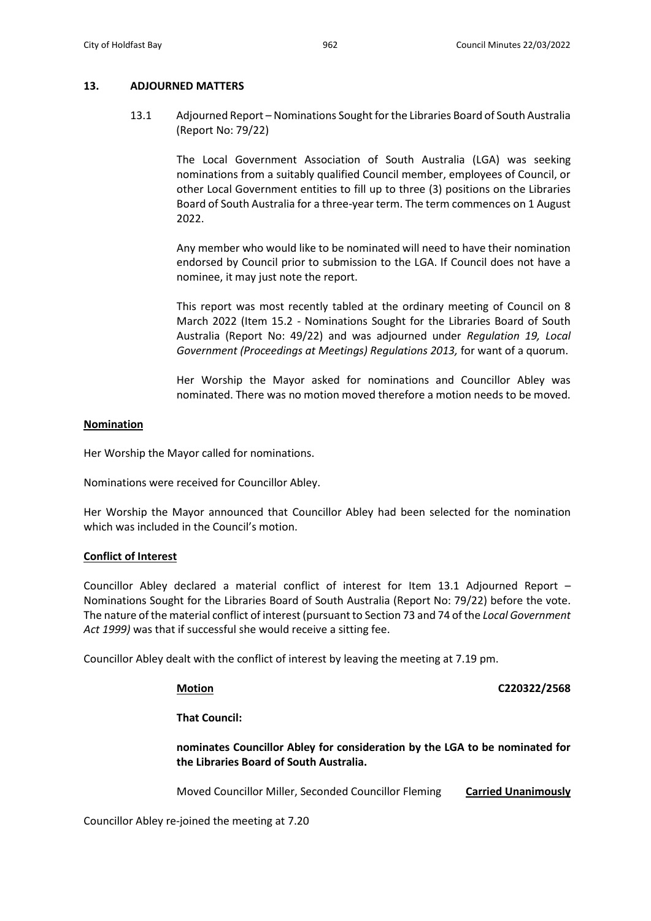## 13. ADJOURNED MATTERS

13.1 Adjourned Report – Nominations Sought for the Libraries Board of South Australia (Report No: 79/22)

The Local Government Association of South Australia (LGA) was seeking nominations from a suitably qualified Council member, employees of Council, or other Local Government entities to fill up to three (3) positions on the Libraries Board of South Australia for a three-year term. The term commences on 1 August 2022.

Any member who would like to be nominated will need to have their nomination endorsed by Council prior to submission to the LGA. If Council does not have a nominee, it may just note the report.

This report was most recently tabled at the ordinary meeting of Council on 8 March 2022 (Item 15.2 - Nominations Sought for the Libraries Board of South Australia (Report No: 49/22) and was adjourned under *Regulation 19, Local Government (Proceedings at Meetings) Regulations 2013,* for want of a quorum.

Her Worship the Mayor asked for nominations and Councillor Abley was nominated. There was no motion moved therefore a motion needs to be moved.

**Nomination**

Her Worship the Mayor called for nominations.

Nominations were received for Councillor Abley.

Her Worship the Mayor announced that Councillor Abley had been selected for the nomination which was included in the Council's motion.

**Conflict of Interest**

Councillor Abley declared a material conflict of interest for Item 13.1 Adjourned Report – Nominations Sought for the Libraries Board of South Australia (Report No: 79/22) before the vote. The nature of the material conflict of interest (pursuant to Section 73 and 74 of the *Local Government Act 1999)* was that if successful she would receive a sitting fee.

Councillor Abley dealt with the conflict of interest by leaving the meeting at 7.19 pm.

**Motion** **C220322/2568**

**That Council:**

**nominates Councillor Abley for consideration by the LGA to be nominated for the Libraries Board of South Australia.**

Moved Councillor Miller, Seconded Councillor Fleming **Carried Unanimously**

Councillor Abley re-joined the meeting at 7.20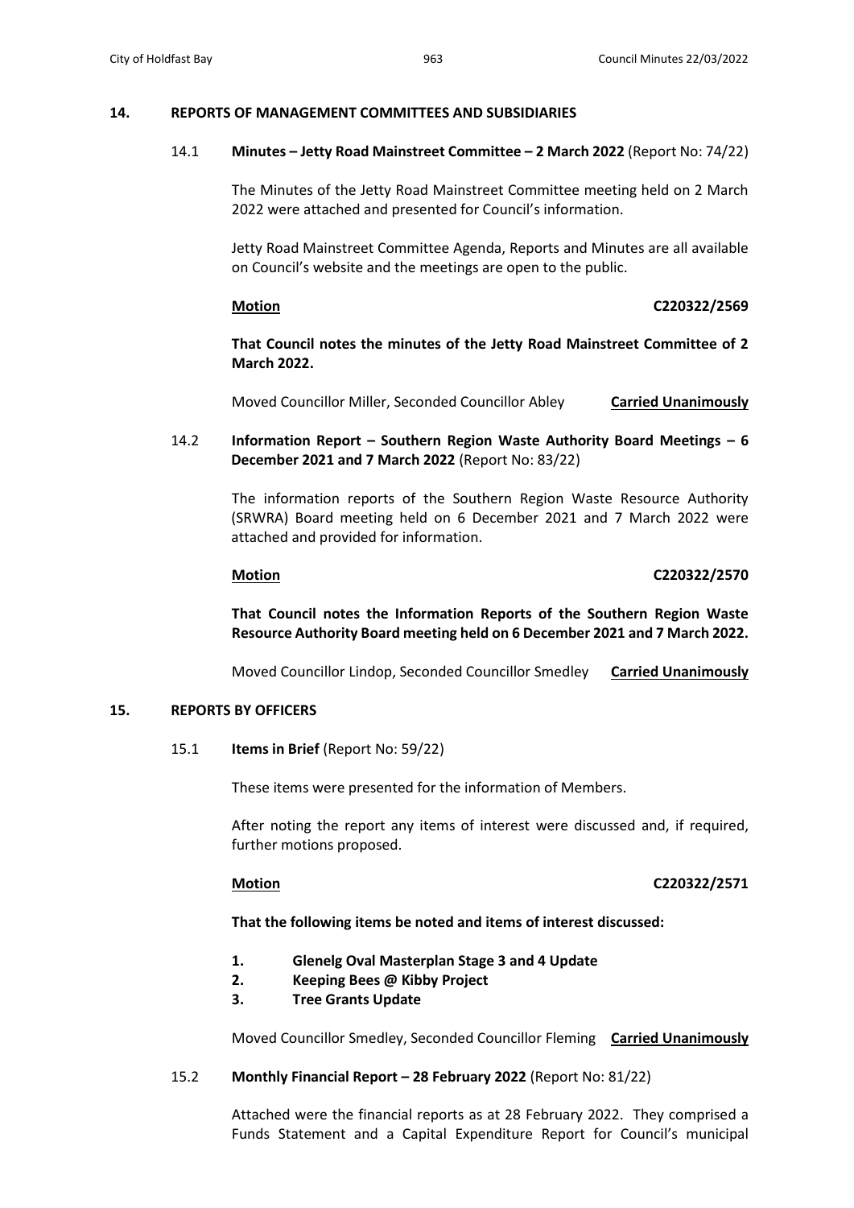## 14. REPORTS OF MANAGEMENT COMMITTEES AND SUBSIDIARIES

### 14.1 **Minutes – Jetty Road Mainstreet Committee – 2 March 2022** (Report No: 74/22)

The Minutes of the Jetty Road Mainstreet Committee meeting held on 2 March 2022 were attached and presented for Council's information.

Jetty Road Mainstreet Committee Agenda, Reports and Minutes are all available on Council's website and the meetings are open to the public.

**Motion** **C220322/2569**

**That Council notes the minutes of the Jetty Road Mainstreet Committee of 2 March 2022.**

Moved Councillor Miller, Seconded Councillor Abley **Carried Unanimously**

### 14.2 **Information Report – Southern Region Waste Authority Board Meetings – 6 December 2021 and 7 March 2022** (Report No: 83/22)

The information reports of the Southern Region Waste Resource Authority (SRWRA) Board meeting held on 6 December 2021 and 7 March 2022 were attached and provided for information.

**Motion** **C220322/2570**

**That Council notes the Information Reports of the Southern Region Waste Resource Authority Board meeting held on 6 December 2021 and 7 March 2022.**

Moved Councillor Lindop, Seconded Councillor Smedley **Carried Unanimously**

## 15. REPORTS BY OFFICERS

### 15.1 **Items in Brief** (Report No: 59/22)

These items were presented for the information of Members.

After noting the report any items of interest were discussed and, if required, further motions proposed.

**Motion** **C220322/2571**

**That the following items be noted and items of interest discussed:**

1. **Glenelg Oval Masterplan Stage 3 and 4 Update**
2. **Keeping Bees @ Kibby Project**
3. **Tree Grants Update**

Moved Councillor Smedley, Seconded Councillor Fleming **Carried Unanimously**

### 15.2 **Monthly Financial Report – 28 February 2022** (Report No: 81/22)

Attached were the financial reports as at 28 February 2022. They comprised a Funds Statement and a Capital Expenditure Report for Council's municipal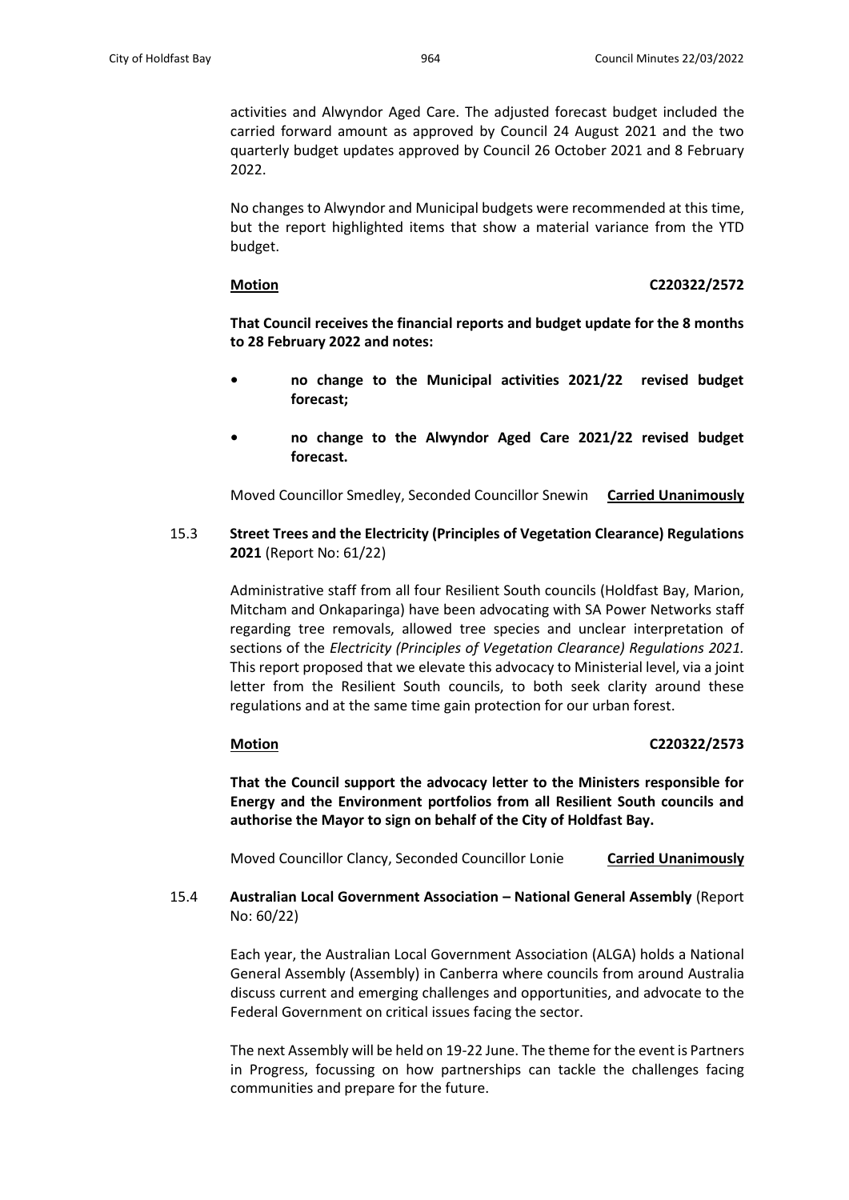activities and Alwyndor Aged Care. The adjusted forecast budget included the carried forward amount as approved by Council 24 August 2021 and the two quarterly budget updates approved by Council 26 October 2021 and 8 February 2022.

No changes to Alwyndor and Municipal budgets were recommended at this time, but the report highlighted items that show a material variance from the YTD budget.

**Motion** **C220322/2572**

**That Council receives the financial reports and budget update for the 8 months to 28 February 2022 and notes:**

- **no change to the Municipal activities 2021/22 revised budget forecast;**
- **no change to the Alwyndor Aged Care 2021/22 revised budget forecast.**

Moved Councillor Smedley, Seconded Councillor Snewin **Carried Unanimously**

15.3 **Street Trees and the Electricity (Principles of Vegetation Clearance) Regulations 2021** (Report No: 61/22)

Administrative staff from all four Resilient South councils (Holdfast Bay, Marion, Mitcham and Onkaparinga) have been advocating with SA Power Networks staff regarding tree removals, allowed tree species and unclear interpretation of sections of the *Electricity (Principles of Vegetation Clearance) Regulations 2021.* This report proposed that we elevate this advocacy to Ministerial level, via a joint letter from the Resilient South councils, to both seek clarity around these regulations and at the same time gain protection for our urban forest.

**Motion** **C220322/2573**

**That the Council support the advocacy letter to the Ministers responsible for Energy and the Environment portfolios from all Resilient South councils and authorise the Mayor to sign on behalf of the City of Holdfast Bay.**

Moved Councillor Clancy, Seconded Councillor Lonie **Carried Unanimously**

15.4 **Australian Local Government Association – National General Assembly** (Report No: 60/22)

Each year, the Australian Local Government Association (ALGA) holds a National General Assembly (Assembly) in Canberra where councils from around Australia discuss current and emerging challenges and opportunities, and advocate to the Federal Government on critical issues facing the sector.

The next Assembly will be held on 19-22 June. The theme for the event is Partners in Progress, focussing on how partnerships can tackle the challenges facing communities and prepare for the future.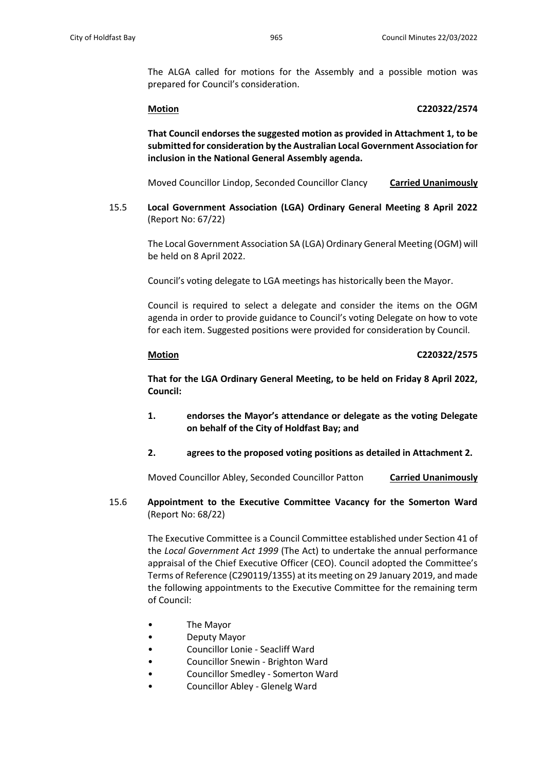The ALGA called for motions for the Assembly and a possible motion was prepared for Council's consideration.

**Motion** **C220322/2574**

**That Council endorses the suggested motion as provided in Attachment 1, to be submitted for consideration by the Australian Local Government Association for inclusion in the National General Assembly agenda.**

Moved Councillor Lindop, Seconded Councillor Clancy **Carried Unanimously**

15.5 **Local Government Association (LGA) Ordinary General Meeting 8 April 2022** (Report No: 67/22)

The Local Government Association SA (LGA) Ordinary General Meeting (OGM) will be held on 8 April 2022.

Council's voting delegate to LGA meetings has historically been the Mayor.

Council is required to select a delegate and consider the items on the OGM agenda in order to provide guidance to Council's voting Delegate on how to vote for each item. Suggested positions were provided for consideration by Council.

**Motion** **C220322/2575**

**That for the LGA Ordinary General Meeting, to be held on Friday 8 April 2022, Council:**

1. **endorses the Mayor's attendance or delegate as the voting Delegate on behalf of the City of Holdfast Bay; and**
2. **agrees to the proposed voting positions as detailed in Attachment 2.**

Moved Councillor Abley, Seconded Councillor Patton **Carried Unanimously**

15.6 **Appointment to the Executive Committee Vacancy for the Somerton Ward** (Report No: 68/22)

The Executive Committee is a Council Committee established under Section 41 of the *Local Government Act 1999* (The Act) to undertake the annual performance appraisal of the Chief Executive Officer (CEO). Council adopted the Committee's Terms of Reference (C290119/1355) at its meeting on 29 January 2019, and made the following appointments to the Executive Committee for the remaining term of Council:

- The Mayor
- Deputy Mayor
- Councillor Lonie - Seacliff Ward
- Councillor Snewin - Brighton Ward
- Councillor Smedley - Somerton Ward
- Councillor Abley - Glenelg Ward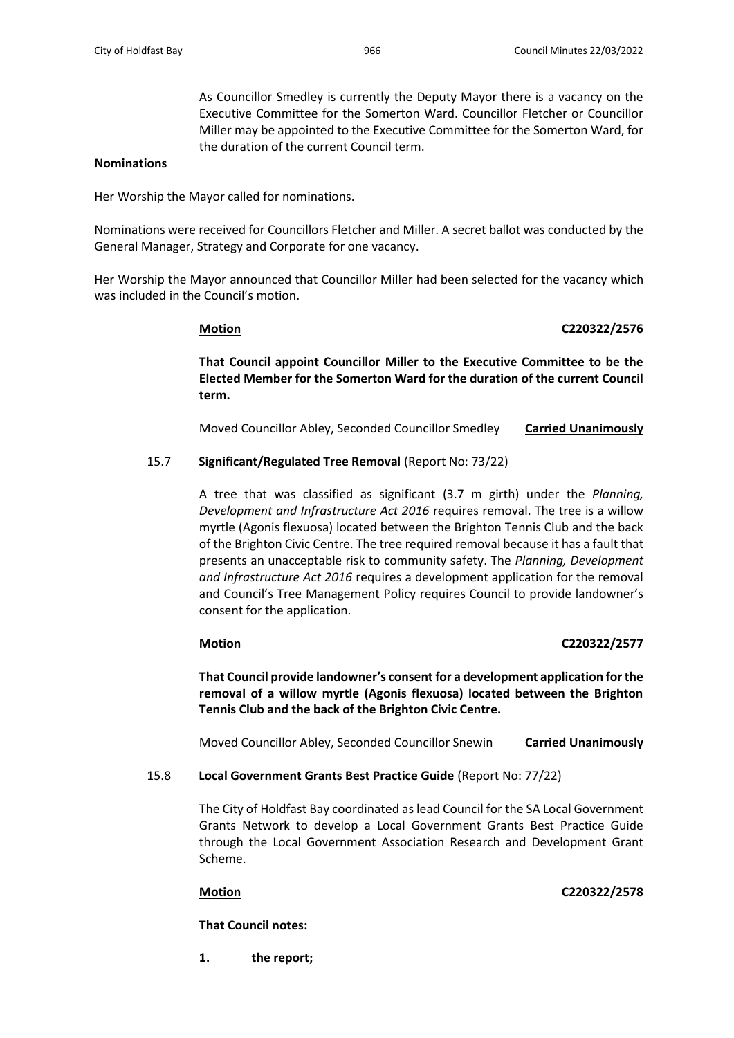As Councillor Smedley is currently the Deputy Mayor there is a vacancy on the Executive Committee for the Somerton Ward. Councillor Fletcher or Councillor Miller may be appointed to the Executive Committee for the Somerton Ward, for the duration of the current Council term.

**Nominations**

Her Worship the Mayor called for nominations.

Nominations were received for Councillors Fletcher and Miller. A secret ballot was conducted by the General Manager, Strategy and Corporate for one vacancy.

Her Worship the Mayor announced that Councillor Miller had been selected for the vacancy which was included in the Council's motion.

**Motion** **C220322/2576**

**That Council appoint Councillor Miller to the Executive Committee to be the Elected Member for the Somerton Ward for the duration of the current Council term.**

Moved Councillor Abley, Seconded Councillor Smedley **Carried Unanimously**

15.7 **Significant/Regulated Tree Removal** (Report No: 73/22)

A tree that was classified as significant (3.7 m girth) under the *Planning, Development and Infrastructure Act 2016* requires removal. The tree is a willow myrtle (Agonis flexuosa) located between the Brighton Tennis Club and the back of the Brighton Civic Centre. The tree required removal because it has a fault that presents an unacceptable risk to community safety. The *Planning, Development and Infrastructure Act 2016* requires a development application for the removal and Council's Tree Management Policy requires Council to provide landowner's consent for the application.

**Motion** **C220322/2577**

**That Council provide landowner's consent for a development application for the removal of a willow myrtle (Agonis flexuosa) located between the Brighton Tennis Club and the back of the Brighton Civic Centre.**

Moved Councillor Abley, Seconded Councillor Snewin **Carried Unanimously**

15.8 **Local Government Grants Best Practice Guide** (Report No: 77/22)

The City of Holdfast Bay coordinated as lead Council for the SA Local Government Grants Network to develop a Local Government Grants Best Practice Guide through the Local Government Association Research and Development Grant Scheme.

**Motion** **C220322/2578**

**That Council notes:**

**1. the report;**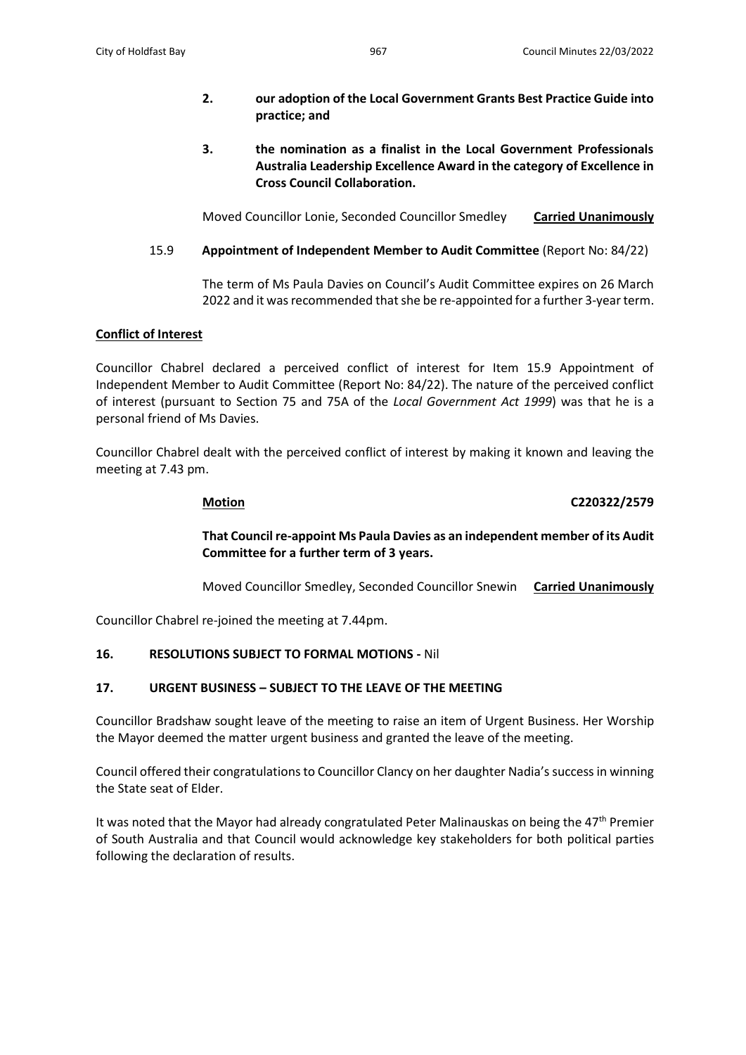**2. our adoption of the Local Government Grants Best Practice Guide into practice; and**

**3. the nomination as a finalist in the Local Government Professionals Australia Leadership Excellence Award in the category of Excellence in Cross Council Collaboration.**

Moved Councillor Lonie, Seconded Councillor Smedley **Carried Unanimously**

15.9 **Appointment of Independent Member to Audit Committee** (Report No: 84/22)

The term of Ms Paula Davies on Council's Audit Committee expires on 26 March 2022 and it was recommended that she be re-appointed for a further 3-year term.

**Conflict of Interest**

Councillor Chabrel declared a perceived conflict of interest for Item 15.9 Appointment of Independent Member to Audit Committee (Report No: 84/22). The nature of the perceived conflict of interest (pursuant to Section 75 and 75A of the *Local Government Act 1999*) was that he is a personal friend of Ms Davies.

Councillor Chabrel dealt with the perceived conflict of interest by making it known and leaving the meeting at 7.43 pm.

**Motion** **C220322/2579**

**That Council re-appoint Ms Paula Davies as an independent member of its Audit Committee for a further term of 3 years.**

Moved Councillor Smedley, Seconded Councillor Snewin **Carried Unanimously**

Councillor Chabrel re-joined the meeting at 7.44pm.

**16. RESOLUTIONS SUBJECT TO FORMAL MOTIONS -** Nil

**17. URGENT BUSINESS – SUBJECT TO THE LEAVE OF THE MEETING**

Councillor Bradshaw sought leave of the meeting to raise an item of Urgent Business. Her Worship the Mayor deemed the matter urgent business and granted the leave of the meeting.

Council offered their congratulations to Councillor Clancy on her daughter Nadia's success in winning the State seat of Elder.

It was noted that the Mayor had already congratulated Peter Malinauskas on being the 47th Premier of South Australia and that Council would acknowledge key stakeholders for both political parties following the declaration of results.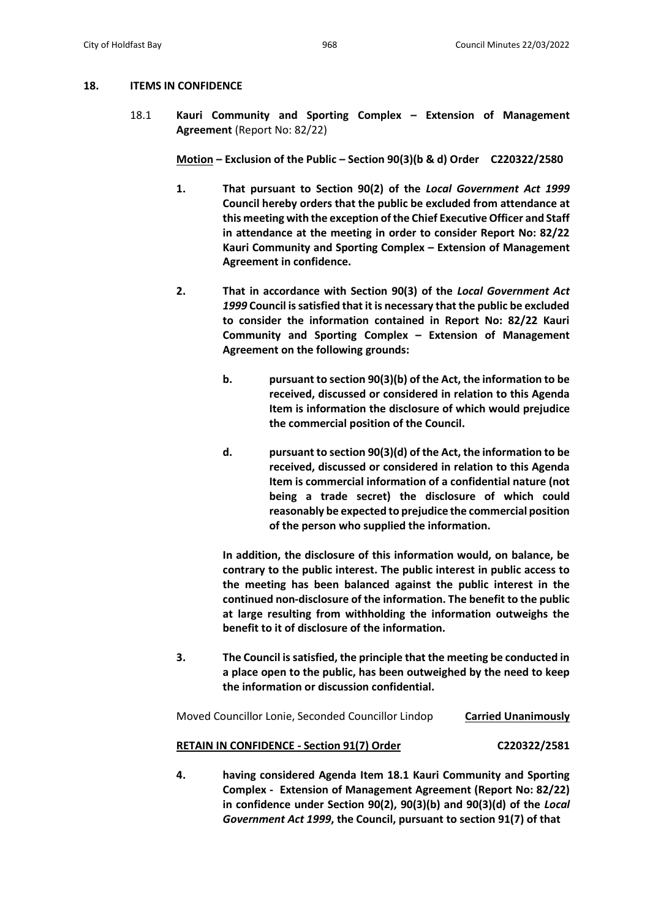## 18. ITEMS IN CONFIDENCE

18.1 **Kauri Community and Sporting Complex – Extension of Management Agreement** (Report No: 82/22)

**<u>Motion</u> – Exclusion of the Public – Section 90(3)(b & d) Order C220322/2580**

**1. That pursuant to Section 90(2) of the *Local Government Act 1999* Council hereby orders that the public be excluded from attendance at this meeting with the exception of the Chief Executive Officer and Staff in attendance at the meeting in order to consider Report No: 82/22 Kauri Community and Sporting Complex – Extension of Management Agreement in confidence.**

**2. That in accordance with Section 90(3) of the *Local Government Act 1999* Council is satisfied that it is necessary that the public be excluded to consider the information contained in Report No: 82/22 Kauri Community and Sporting Complex – Extension of Management Agreement on the following grounds:**

**b. pursuant to section 90(3)(b) of the Act, the information to be received, discussed or considered in relation to this Agenda Item is information the disclosure of which would prejudice the commercial position of the Council.**

**d. pursuant to section 90(3)(d) of the Act, the information to be received, discussed or considered in relation to this Agenda Item is commercial information of a confidential nature (not being a trade secret) the disclosure of which could reasonably be expected to prejudice the commercial position of the person who supplied the information.**

**In addition, the disclosure of this information would, on balance, be contrary to the public interest. The public interest in public access to the meeting has been balanced against the public interest in the continued non-disclosure of the information. The benefit to the public at large resulting from withholding the information outweighs the benefit to it of disclosure of the information.**

**3. The Council is satisfied, the principle that the meeting be conducted in a place open to the public, has been outweighed by the need to keep the information or discussion confidential.**

Moved Councillor Lonie, Seconded Councillor Lindop **<u>Carried Unanimously</u>**

**<u>RETAIN IN CONFIDENCE - Section 91(7) Order</u> C220322/2581**

**4. having considered Agenda Item 18.1 Kauri Community and Sporting Complex - Extension of Management Agreement (Report No: 82/22) in confidence under Section 90(2), 90(3)(b) and 90(3)(d) of the *Local Government Act 1999*, the Council, pursuant to section 91(7) of that**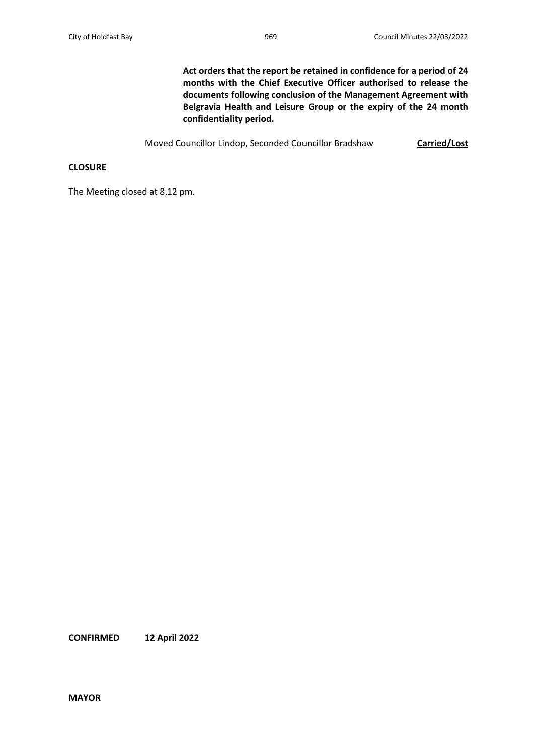**Act orders that the report be retained in confidence for a period of 24 months with the Chief Executive Officer authorised to release the documents following conclusion of the Management Agreement with Belgravia Health and Leisure Group or the expiry of the 24 month confidentiality period.**

Moved Councillor Lindop, Seconded Councillor Bradshaw **Carried/Lost**

**CLOSURE**

The Meeting closed at 8.12 pm.

**CONFIRMED 12 April 2022**

**MAYOR**